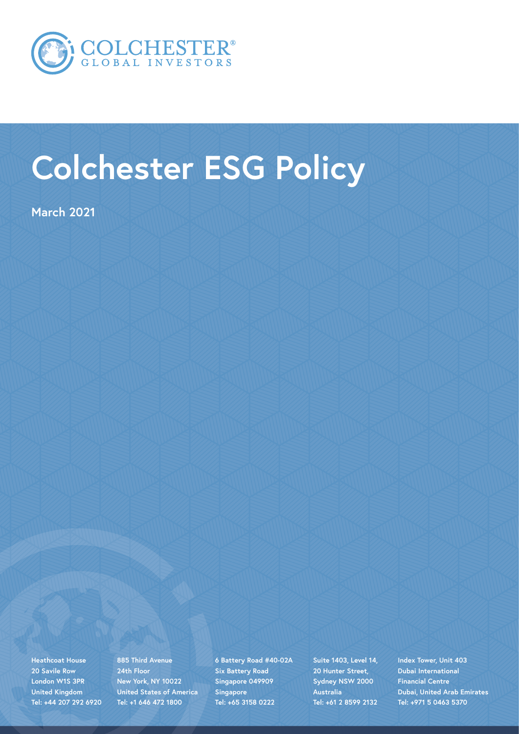COLCHESTER
GLOBAL INVESTORS

# Colchester ESG Policy

**March 2021**

Heathcoat House
20 Savile Row
London W1S 3PR
United Kingdom
Tel: +44 207 292 6920

885 Third Avenue
24th Floor
New York, NY 10022
United States of America
Tel: +1 646 472 1800

6 Battery Road #40-02A
Six Battery Road
Singapore 049909
Singapore
Tel: +65 3158 0222

Suite 1403, Level 14,
20 Hunter Street,
Sydney NSW 2000
Australia
Tel: +61 2 8599 2132

Index Tower, Unit 403
Dubai International
Financial Centre
Dubai, United Arab Emirates
Tel: +971 5 0463 5370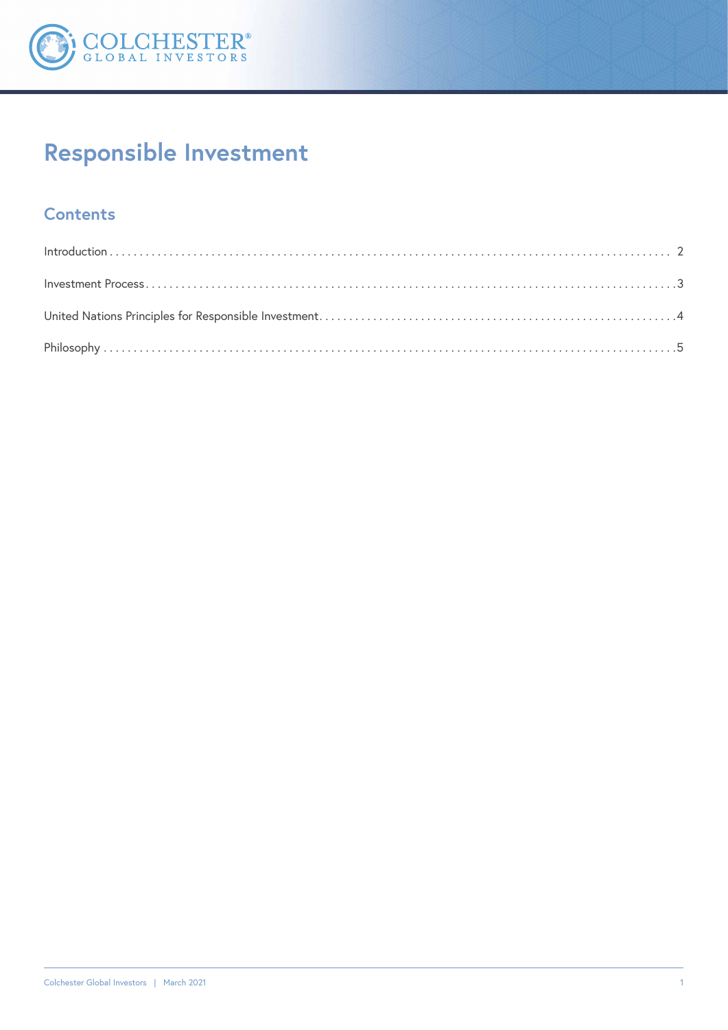# Responsible Investment

## Contents

Introduction . . . . . . . . . . 2

Investment Process . . . . . . . . . . 3

United Nations Principles for Responsible Investment . . . . . . . . . . 4

Philosophy . . . . . . . . . . 5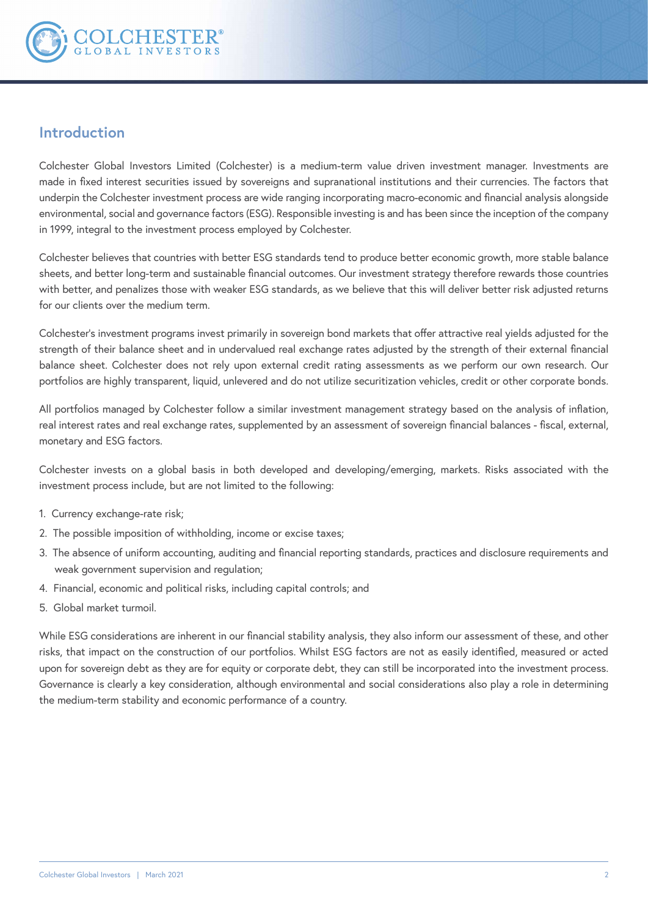## Introduction

Colchester Global Investors Limited (Colchester) is a medium-term value driven investment manager. Investments are made in fixed interest securities issued by sovereigns and supranational institutions and their currencies. The factors that underpin the Colchester investment process are wide ranging incorporating macro-economic and financial analysis alongside environmental, social and governance factors (ESG). Responsible investing is and has been since the inception of the company in 1999, integral to the investment process employed by Colchester.

Colchester believes that countries with better ESG standards tend to produce better economic growth, more stable balance sheets, and better long-term and sustainable financial outcomes. Our investment strategy therefore rewards those countries with better, and penalizes those with weaker ESG standards, as we believe that this will deliver better risk adjusted returns for our clients over the medium term.

Colchester's investment programs invest primarily in sovereign bond markets that offer attractive real yields adjusted for the strength of their balance sheet and in undervalued real exchange rates adjusted by the strength of their external financial balance sheet. Colchester does not rely upon external credit rating assessments as we perform our own research. Our portfolios are highly transparent, liquid, unlevered and do not utilize securitization vehicles, credit or other corporate bonds.

All portfolios managed by Colchester follow a similar investment management strategy based on the analysis of inflation, real interest rates and real exchange rates, supplemented by an assessment of sovereign financial balances - fiscal, external, monetary and ESG factors.

Colchester invests on a global basis in both developed and developing/emerging, markets. Risks associated with the investment process include, but are not limited to the following:

1. Currency exchange-rate risk;
2. The possible imposition of withholding, income or excise taxes;
3. The absence of uniform accounting, auditing and financial reporting standards, practices and disclosure requirements and weak government supervision and regulation;
4. Financial, economic and political risks, including capital controls; and
5. Global market turmoil.

While ESG considerations are inherent in our financial stability analysis, they also inform our assessment of these, and other risks, that impact on the construction of our portfolios. Whilst ESG factors are not as easily identified, measured or acted upon for sovereign debt as they are for equity or corporate debt, they can still be incorporated into the investment process. Governance is clearly a key consideration, although environmental and social considerations also play a role in determining the medium-term stability and economic performance of a country.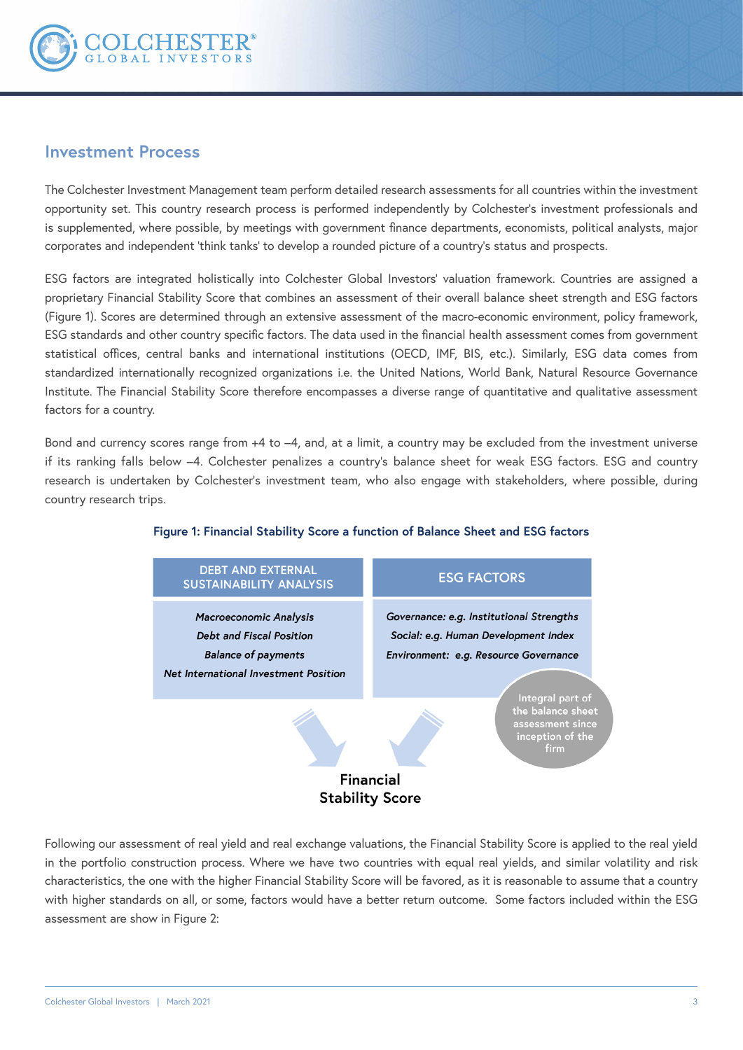## Investment Process

The Colchester Investment Management team perform detailed research assessments for all countries within the investment opportunity set. This country research process is performed independently by Colchester's investment professionals and is supplemented, where possible, by meetings with government finance departments, economists, political analysts, major corporates and independent 'think tanks' to develop a rounded picture of a country's status and prospects.

ESG factors are integrated holistically into Colchester Global Investors' valuation framework. Countries are assigned a proprietary Financial Stability Score that combines an assessment of their overall balance sheet strength and ESG factors (Figure 1). Scores are determined through an extensive assessment of the macro-economic environment, policy framework, ESG standards and other country specific factors. The data used in the financial health assessment comes from government statistical offices, central banks and international institutions (OECD, IMF, BIS, etc.). Similarly, ESG data comes from standardized internationally recognized organizations i.e. the United Nations, World Bank, Natural Resource Governance Institute. The Financial Stability Score therefore encompasses a diverse range of quantitative and qualitative assessment factors for a country.

Bond and currency scores range from +4 to –4, and, at a limit, a country may be excluded from the investment universe if its ranking falls below –4. Colchester penalizes a country's balance sheet for weak ESG factors. ESG and country research is undertaken by Colchester's investment team, who also engage with stakeholders, where possible, during country research trips.

**Figure 1: Financial Stability Score a function of Balance Sheet and ESG factors**

| DEBT AND EXTERNAL SUSTAINABILITY ANALYSIS | ESG FACTORS |
|---|---|
| *Macroeconomic Analysis*<br>*Debt and Fiscal Position*<br>*Balance of payments*<br>*Net International Investment Position* | *Governance: e.g. Institutional Strengths*<br>*Social: e.g. Human Development Index*<br>*Environment: e.g. Resource Governance* |

Integral part of the balance sheet assessment since inception of the firm

**Financial Stability Score**

Following our assessment of real yield and real exchange valuations, the Financial Stability Score is applied to the real yield in the portfolio construction process. Where we have two countries with equal real yields, and similar volatility and risk characteristics, the one with the higher Financial Stability Score will be favored, as it is reasonable to assume that a country with higher standards on all, or some, factors would have a better return outcome. Some factors included within the ESG assessment are show in Figure 2: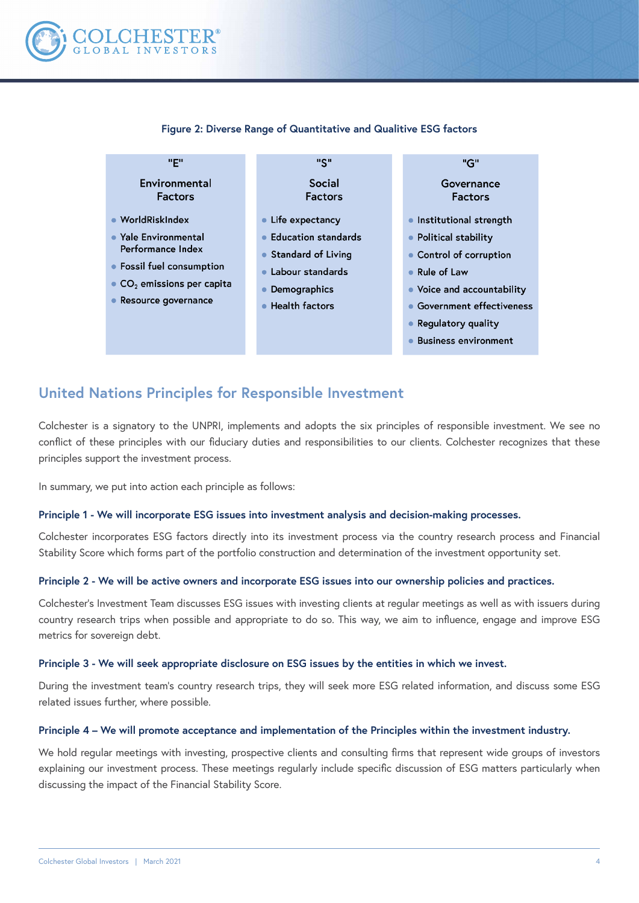**Figure 2: Diverse Range of Quantitative and Qualitive ESG factors**

| "E" Environmental Factors | "S" Social Factors | "G" Governance Factors |
|---|---|---|
| WorldRiskIndex | Life expectancy | Institutional strength |
| Yale Environmental Performance Index | Education standards | Political stability |
| Fossil fuel consumption | Standard of Living | Control of corruption |
| $CO_2$ emissions per capita | Labour standards | Rule of Law |
| Resource governance | Demographics | Voice and accountability |
| | Health factors | Government effectiveness |
| | | Regulatory quality |
| | | Business environment |

## United Nations Principles for Responsible Investment

Colchester is a signatory to the UNPRI, implements and adopts the six principles of responsible investment. We see no conflict of these principles with our fiduciary duties and responsibilities to our clients. Colchester recognizes that these principles support the investment process.

In summary, we put into action each principle as follows:

**Principle 1 - We will incorporate ESG issues into investment analysis and decision-making processes.**

Colchester incorporates ESG factors directly into its investment process via the country research process and Financial Stability Score which forms part of the portfolio construction and determination of the investment opportunity set.

**Principle 2 - We will be active owners and incorporate ESG issues into our ownership policies and practices.**

Colchester's Investment Team discusses ESG issues with investing clients at regular meetings as well as with issuers during country research trips when possible and appropriate to do so. This way, we aim to influence, engage and improve ESG metrics for sovereign debt.

**Principle 3 - We will seek appropriate disclosure on ESG issues by the entities in which we invest.**

During the investment team's country research trips, they will seek more ESG related information, and discuss some ESG related issues further, where possible.

**Principle 4 – We will promote acceptance and implementation of the Principles within the investment industry.**

We hold regular meetings with investing, prospective clients and consulting firms that represent wide groups of investors explaining our investment process. These meetings regularly include specific discussion of ESG matters particularly when discussing the impact of the Financial Stability Score.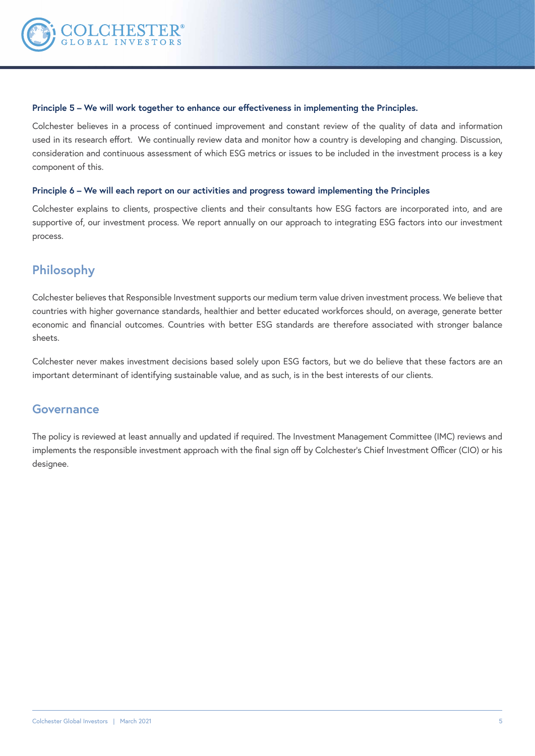#### Principle 5 – We will work together to enhance our effectiveness in implementing the Principles.

Colchester believes in a process of continued improvement and constant review of the quality of data and information used in its research effort. We continually review data and monitor how a country is developing and changing. Discussion, consideration and continuous assessment of which ESG metrics or issues to be included in the investment process is a key component of this.

#### Principle 6 – We will each report on our activities and progress toward implementing the Principles

Colchester explains to clients, prospective clients and their consultants how ESG factors are incorporated into, and are supportive of, our investment process. We report annually on our approach to integrating ESG factors into our investment process.

## Philosophy

Colchester believes that Responsible Investment supports our medium term value driven investment process. We believe that countries with higher governance standards, healthier and better educated workforces should, on average, generate better economic and financial outcomes. Countries with better ESG standards are therefore associated with stronger balance sheets.

Colchester never makes investment decisions based solely upon ESG factors, but we do believe that these factors are an important determinant of identifying sustainable value, and as such, is in the best interests of our clients.

## Governance

The policy is reviewed at least annually and updated if required. The Investment Management Committee (IMC) reviews and implements the responsible investment approach with the final sign off by Colchester's Chief Investment Officer (CIO) or his designee.